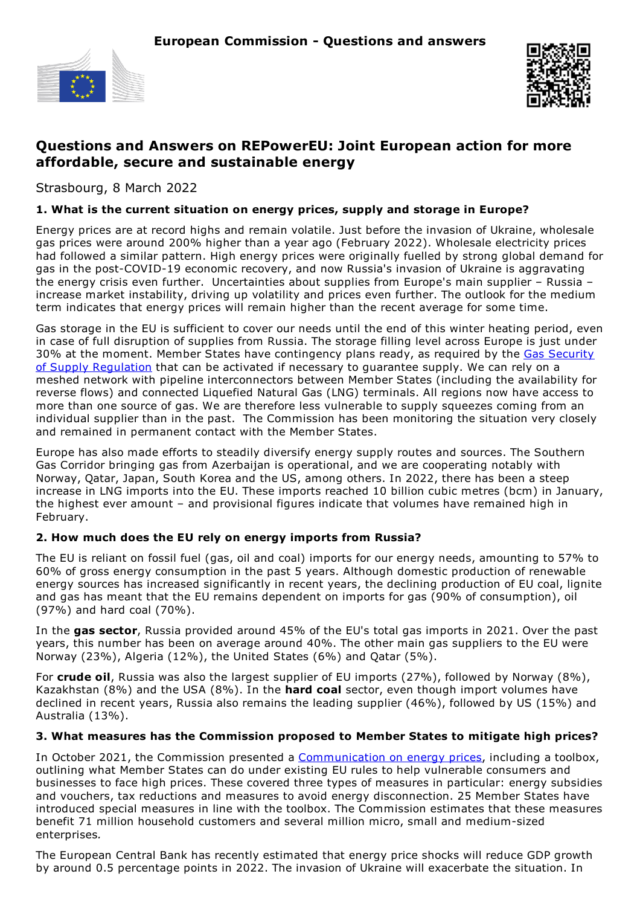**European Commission - Questions and answers**

# Questions and Answers on REPowerEU: Joint European action for more affordable, secure and sustainable energy

Strasbourg, 8 March 2022

### 1. What is the current situation on energy prices, supply and storage in Europe?

Energy prices are at record highs and remain volatile. Just before the invasion of Ukraine, wholesale gas prices were around 200% higher than a year ago (February 2022). Wholesale electricity prices had followed a similar pattern. High energy prices were originally fuelled by strong global demand for gas in the post-COVID-19 economic recovery, and now Russia's invasion of Ukraine is aggravating the energy crisis even further. Uncertainties about supplies from Europe's main supplier – Russia – increase market instability, driving up volatility and prices even further. The outlook for the medium term indicates that energy prices will remain higher than the recent average for some time.

Gas storage in the EU is sufficient to cover our needs until the end of this winter heating period, even in case of full disruption of supplies from Russia. The storage filling level across Europe is just under 30% at the moment. Member States have contingency plans ready, as required by the Gas Security of Supply Regulation that can be activated if necessary to guarantee supply. We can rely on a meshed network with pipeline interconnectors between Member States (including the availability for reverse flows) and connected Liquefied Natural Gas (LNG) terminals. All regions now have access to more than one source of gas. We are therefore less vulnerable to supply squeezes coming from an individual supplier than in the past. The Commission has been monitoring the situation very closely and remained in permanent contact with the Member States.

Europe has also made efforts to steadily diversify energy supply routes and sources. The Southern Gas Corridor bringing gas from Azerbaijan is operational, and we are cooperating notably with Norway, Qatar, Japan, South Korea and the US, among others. In 2022, there has been a steep increase in LNG imports into the EU. These imports reached 10 billion cubic metres (bcm) in January, the highest ever amount – and provisional figures indicate that volumes have remained high in February.

### 2. How much does the EU rely on energy imports from Russia?

The EU is reliant on fossil fuel (gas, oil and coal) imports for our energy needs, amounting to 57% to 60% of gross energy consumption in the past 5 years. Although domestic production of renewable energy sources has increased significantly in recent years, the declining production of EU coal, lignite and gas has meant that the EU remains dependent on imports for gas (90% of consumption), oil (97%) and hard coal (70%).

In the **gas sector**, Russia provided around 45% of the EU's total gas imports in 2021. Over the past years, this number has been on average around 40%. The other main gas suppliers to the EU were Norway (23%), Algeria (12%), the United States (6%) and Qatar (5%).

For **crude oil**, Russia was also the largest supplier of EU imports (27%), followed by Norway (8%), Kazakhstan (8%) and the USA (8%). In the **hard coal** sector, even though import volumes have declined in recent years, Russia also remains the leading supplier (46%), followed by US (15%) and Australia (13%).

### 3. What measures has the Commission proposed to Member States to mitigate high prices?

In October 2021, the Commission presented a Communication on energy prices, including a toolbox, outlining what Member States can do under existing EU rules to help vulnerable consumers and businesses to face high prices. These covered three types of measures in particular: energy subsidies and vouchers, tax reductions and measures to avoid energy disconnection. 25 Member States have introduced special measures in line with the toolbox. The Commission estimates that these measures benefit 71 million household customers and several million micro, small and medium-sized enterprises.

The European Central Bank has recently estimated that energy price shocks will reduce GDP growth by around 0.5 percentage points in 2022. The invasion of Ukraine will exacerbate the situation. In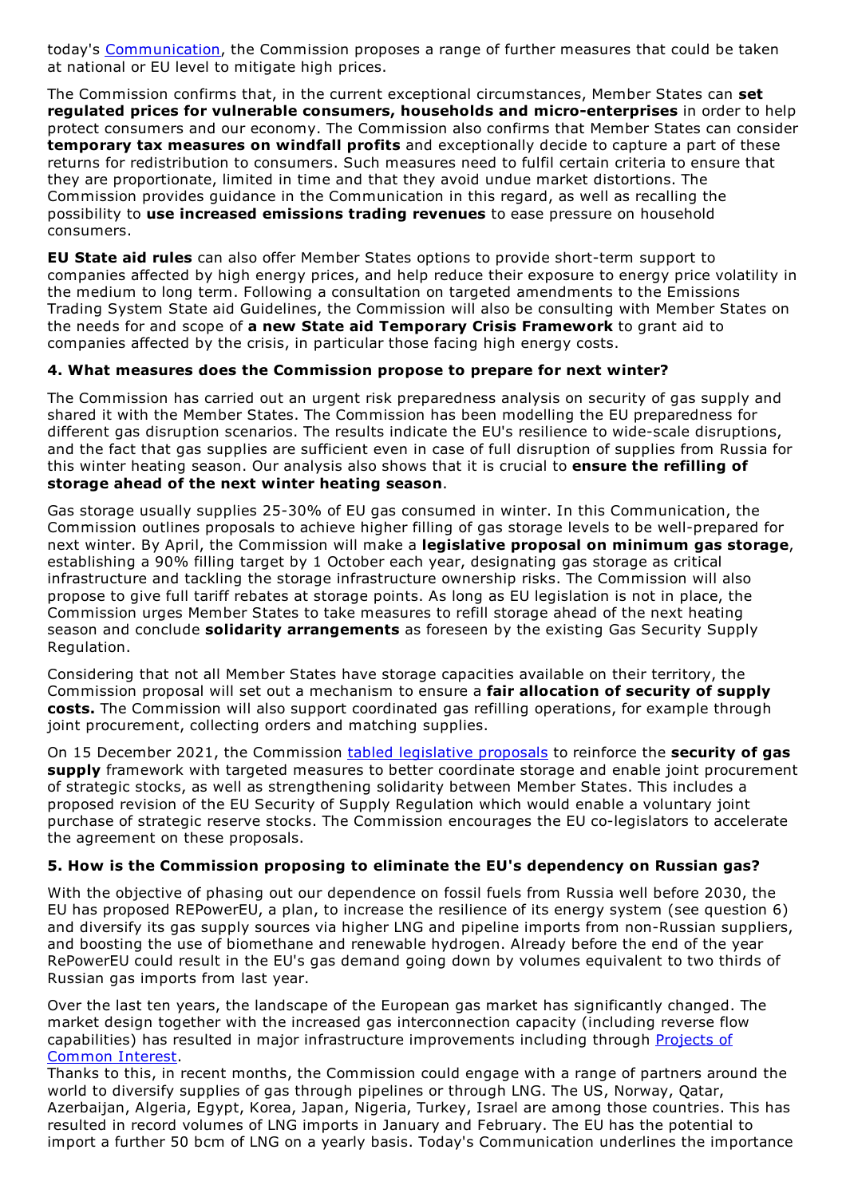today's Communication, the Commission proposes a range of further measures that could be taken at national or EU level to mitigate high prices.

The Commission confirms that, in the current exceptional circumstances, Member States can **set regulated prices for vulnerable consumers, households and micro-enterprises** in order to help protect consumers and our economy. The Commission also confirms that Member States can consider **temporary tax measures on windfall profits** and exceptionally decide to capture a part of these returns for redistribution to consumers. Such measures need to fulfil certain criteria to ensure that they are proportionate, limited in time and that they avoid undue market distortions. The Commission provides guidance in the Communication in this regard, as well as recalling the possibility to **use increased emissions trading revenues** to ease pressure on household consumers.

**EU State aid rules** can also offer Member States options to provide short-term support to companies affected by high energy prices, and help reduce their exposure to energy price volatility in the medium to long term. Following a consultation on targeted amendments to the Emissions Trading System State aid Guidelines, the Commission will also be consulting with Member States on the needs for and scope of **a new State aid Temporary Crisis Framework** to grant aid to companies affected by the crisis, in particular those facing high energy costs.

### 4. What measures does the Commission propose to prepare for next winter?

The Commission has carried out an urgent risk preparedness analysis on security of gas supply and shared it with the Member States. The Commission has been modelling the EU preparedness for different gas disruption scenarios. The results indicate the EU's resilience to wide-scale disruptions, and the fact that gas supplies are sufficient even in case of full disruption of supplies from Russia for this winter heating season. Our analysis also shows that it is crucial to **ensure the refilling of storage ahead of the next winter heating season**.

Gas storage usually supplies 25-30% of EU gas consumed in winter. In this Communication, the Commission outlines proposals to achieve higher filling of gas storage levels to be well-prepared for next winter. By April, the Commission will make a **legislative proposal on minimum gas storage**, establishing a 90% filling target by 1 October each year, designating gas storage as critical infrastructure and tackling the storage infrastructure ownership risks. The Commission will also propose to give full tariff rebates at storage points. As long as EU legislation is not in place, the Commission urges Member States to take measures to refill storage ahead of the next heating season and conclude **solidarity arrangements** as foreseen by the existing Gas Security Supply Regulation.

Considering that not all Member States have storage capacities available on their territory, the Commission proposal will set out a mechanism to ensure a **fair allocation of security of supply costs.** The Commission will also support coordinated gas refilling operations, for example through joint procurement, collecting orders and matching supplies.

On 15 December 2021, the Commission tabled legislative proposals to reinforce the **security of gas supply** framework with targeted measures to better coordinate storage and enable joint procurement of strategic stocks, as well as strengthening solidarity between Member States. This includes a proposed revision of the EU Security of Supply Regulation which would enable a voluntary joint purchase of strategic reserve stocks. The Commission encourages the EU co-legislators to accelerate the agreement on these proposals.

### 5. How is the Commission proposing to eliminate the EU's dependency on Russian gas?

With the objective of phasing out our dependence on fossil fuels from Russia well before 2030, the EU has proposed REPowerEU, a plan, to increase the resilience of its energy system (see question 6) and diversify its gas supply sources via higher LNG and pipeline imports from non-Russian suppliers, and boosting the use of biomethane and renewable hydrogen. Already before the end of the year RePowerEU could result in the EU's gas demand going down by volumes equivalent to two thirds of Russian gas imports from last year.

Over the last ten years, the landscape of the European gas market has significantly changed. The market design together with the increased gas interconnection capacity (including reverse flow capabilities) has resulted in major infrastructure improvements including through Projects of Common Interest.

Thanks to this, in recent months, the Commission could engage with a range of partners around the world to diversify supplies of gas through pipelines or through LNG. The US, Norway, Qatar, Azerbaijan, Algeria, Egypt, Korea, Japan, Nigeria, Turkey, Israel are among those countries. This has resulted in record volumes of LNG imports in January and February. The EU has the potential to import a further 50 bcm of LNG on a yearly basis. Today's Communication underlines the importance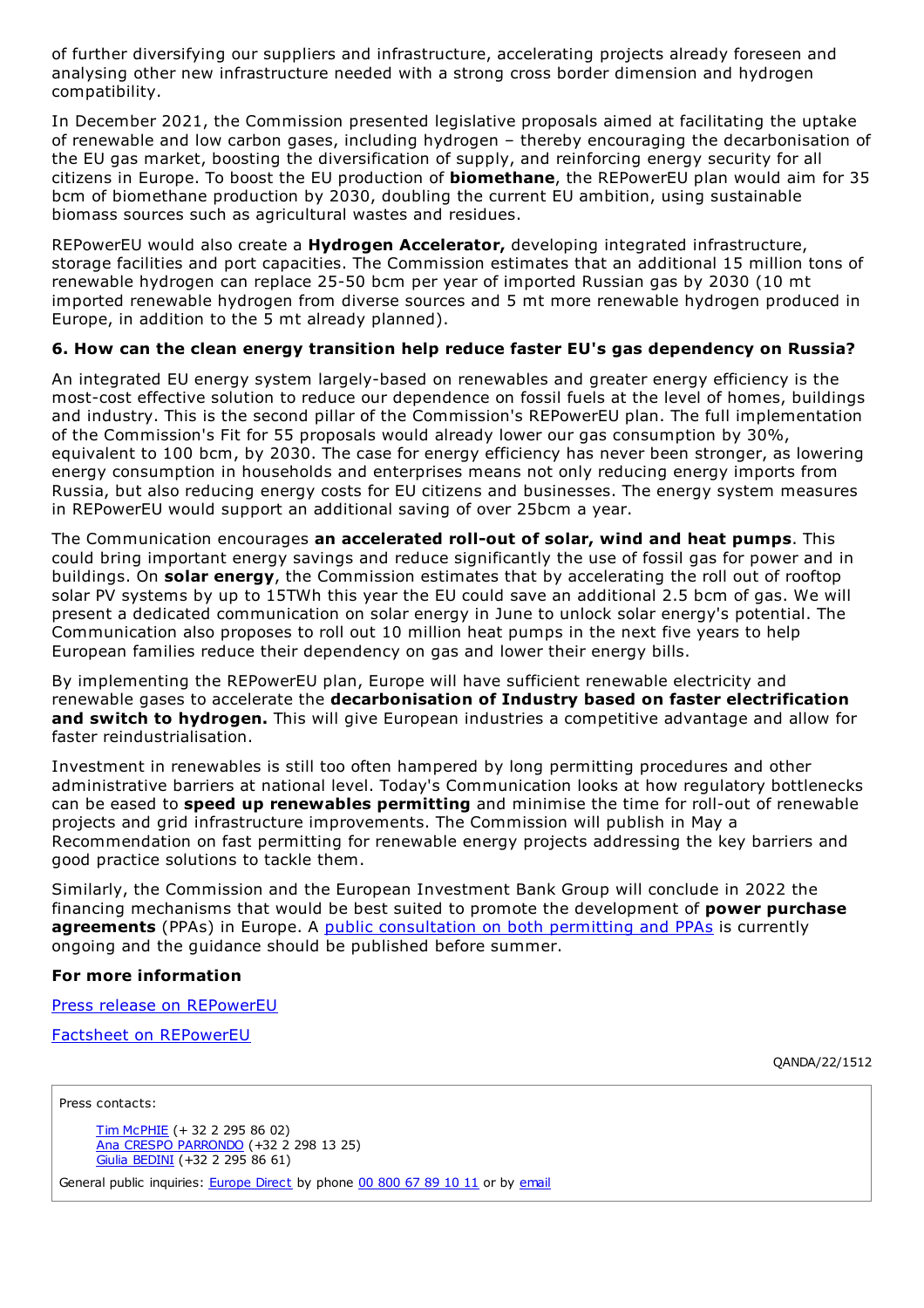of further diversifying our suppliers and infrastructure, accelerating projects already foreseen and analysing other new infrastructure needed with a strong cross border dimension and hydrogen compatibility.

In December 2021, the Commission presented legislative proposals aimed at facilitating the uptake of renewable and low carbon gases, including hydrogen – thereby encouraging the decarbonisation of the EU gas market, boosting the diversification of supply, and reinforcing energy security for all citizens in Europe. To boost the EU production of **biomethane**, the REPowerEU plan would aim for 35 bcm of biomethane production by 2030, doubling the current EU ambition, using sustainable biomass sources such as agricultural wastes and residues.

REPowerEU would also create a **Hydrogen Accelerator,** developing integrated infrastructure, storage facilities and port capacities. The Commission estimates that an additional 15 million tons of renewable hydrogen can replace 25-50 bcm per year of imported Russian gas by 2030 (10 mt imported renewable hydrogen from diverse sources and 5 mt more renewable hydrogen produced in Europe, in addition to the 5 mt already planned).

**6. How can the clean energy transition help reduce faster EU's gas dependency on Russia?**

An integrated EU energy system largely-based on renewables and greater energy efficiency is the most-cost effective solution to reduce our dependence on fossil fuels at the level of homes, buildings and industry. This is the second pillar of the Commission's REPowerEU plan. The full implementation of the Commission's Fit for 55 proposals would already lower our gas consumption by 30%, equivalent to 100 bcm, by 2030. The case for energy efficiency has never been stronger, as lowering energy consumption in households and enterprises means not only reducing energy imports from Russia, but also reducing energy costs for EU citizens and businesses. The energy system measures in REPowerEU would support an additional saving of over 25bcm a year.

The Communication encourages **an accelerated roll-out of solar, wind and heat pumps**. This could bring important energy savings and reduce significantly the use of fossil gas for power and in buildings. On **solar energy**, the Commission estimates that by accelerating the roll out of rooftop solar PV systems by up to 15TWh this year the EU could save an additional 2.5 bcm of gas. We will present a dedicated communication on solar energy in June to unlock solar energy's potential. The Communication also proposes to roll out 10 million heat pumps in the next five years to help European families reduce their dependency on gas and lower their energy bills.

By implementing the REPowerEU plan, Europe will have sufficient renewable electricity and renewable gases to accelerate the **decarbonisation of Industry based on faster electrification and switch to hydrogen.** This will give European industries a competitive advantage and allow for faster reindustrialisation.

Investment in renewables is still too often hampered by long permitting procedures and other administrative barriers at national level. Today's Communication looks at how regulatory bottlenecks can be eased to **speed up renewables permitting** and minimise the time for roll-out of renewable projects and grid infrastructure improvements. The Commission will publish in May a Recommendation on fast permitting for renewable energy projects addressing the key barriers and good practice solutions to tackle them.

Similarly, the Commission and the European Investment Bank Group will conclude in 2022 the financing mechanisms that would be best suited to promote the development of **power purchase agreements** (PPAs) in Europe. A public consultation on both permitting and PPAs is currently ongoing and the guidance should be published before summer.

**For more information**

Press release on REPowerEU

Factsheet on REPowerEU

QANDA/22/1512

Press contacts:

Tim McPHIE (+ 32 2 295 86 02)
Ana CRESPO PARRONDO (+32 2 298 13 25)
Giulia BEDINI (+32 2 295 86 61)

General public inquiries: Europe Direct by phone 00 800 67 89 10 11 or by email